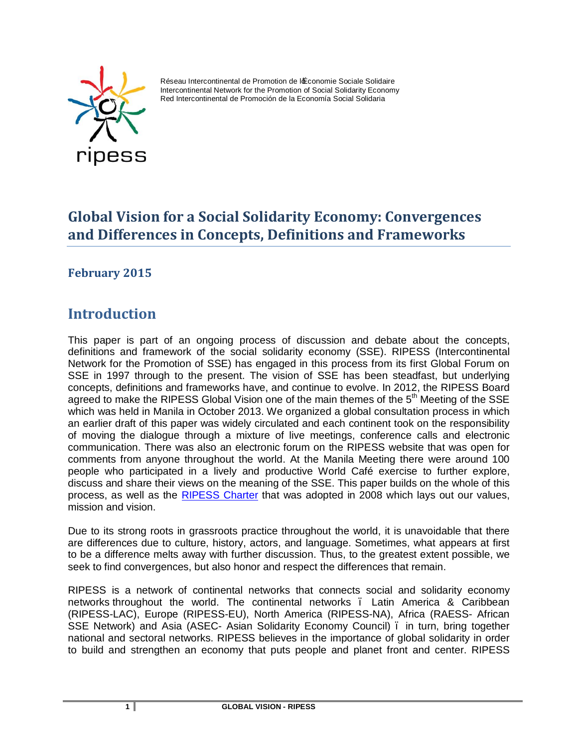Réseau Intercontinental de Promotion de l'Économie Sociale Solidaire
Intercontinental Network for the Promotion of Social Solidarity Economy
Red Intercontinental de Promoción de la Economía Social Solidaria

# Global Vision for a Social Solidarity Economy: Convergences and Differences in Concepts, Definitions and Frameworks

### February 2015

## Introduction

This paper is part of an ongoing process of discussion and debate about the concepts, definitions and framework of the social solidarity economy (SSE). RIPESS (Intercontinental Network for the Promotion of SSE) has engaged in this process from its first Global Forum on SSE in 1997 through to the present. The vision of SSE has been steadfast, but underlying concepts, definitions and frameworks have, and continue to evolve. In 2012, the RIPESS Board agreed to make the RIPESS Global Vision one of the main themes of the 5th Meeting of the SSE which was held in Manila in October 2013. We organized a global consultation process in which an earlier draft of this paper was widely circulated and each continent took on the responsibility of moving the dialogue through a mixture of live meetings, conference calls and electronic communication. There was also an electronic forum on the RIPESS website that was open for comments from anyone throughout the world. At the Manila Meeting there were around 100 people who participated in a lively and productive World Café exercise to further explore, discuss and share their views on the meaning of the SSE. This paper builds on the whole of this process, as well as the [RIPESS Charter] that was adopted in 2008 which lays out our values, mission and vision.

Due to its strong roots in grassroots practice throughout the world, it is unavoidable that there are differences due to culture, history, actors, and language. Sometimes, what appears at first to be a difference melts away with further discussion. Thus, to the greatest extent possible, we seek to find convergences, but also honor and respect the differences that remain.

RIPESS is a network of continental networks that connects social and solidarity economy networks throughout the world. The continental networks – Latin America & Caribbean (RIPESS-LAC), Europe (RIPESS-EU), North America (RIPESS-NA), Africa (RAESS- African SSE Network) and Asia (ASEC- Asian Solidarity Economy Council) – in turn, bring together national and sectoral networks. RIPESS believes in the importance of global solidarity in order to build and strengthen an economy that puts people and planet front and center. RIPESS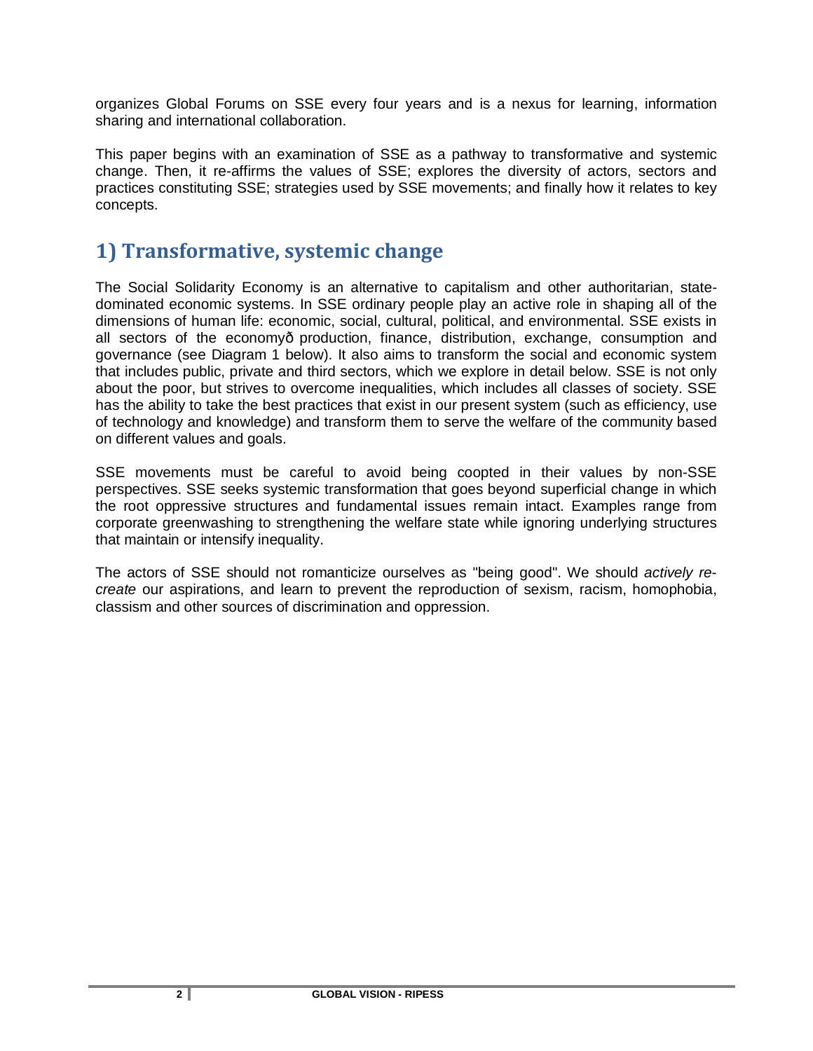organizes Global Forums on SSE every four years and is a nexus for learning, information sharing and international collaboration.

This paper begins with an examination of SSE as a pathway to transformative and systemic change. Then, it re-affirms the values of SSE; explores the diversity of actors, sectors and practices constituting SSE; strategies used by SSE movements; and finally how it relates to key concepts.

## 1) Transformative, systemic change

The Social Solidarity Economy is an alternative to capitalism and other authoritarian, state-dominated economic systems. In SSE ordinary people play an active role in shaping all of the dimensions of human life: economic, social, cultural, political, and environmental. SSE exists in all sectors of the economyð production, finance, distribution, exchange, consumption and governance (see Diagram 1 below). It also aims to transform the social and economic system that includes public, private and third sectors, which we explore in detail below. SSE is not only about the poor, but strives to overcome inequalities, which includes all classes of society. SSE has the ability to take the best practices that exist in our present system (such as efficiency, use of technology and knowledge) and transform them to serve the welfare of the community based on different values and goals.

SSE movements must be careful to avoid being coopted in their values by non-SSE perspectives. SSE seeks systemic transformation that goes beyond superficial change in which the root oppressive structures and fundamental issues remain intact. Examples range from corporate greenwashing to strengthening the welfare state while ignoring underlying structures that maintain or intensify inequality.

The actors of SSE should not romanticize ourselves as "being good". We should *actively re-create* our aspirations, and learn to prevent the reproduction of sexism, racism, homophobia, classism and other sources of discrimination and oppression.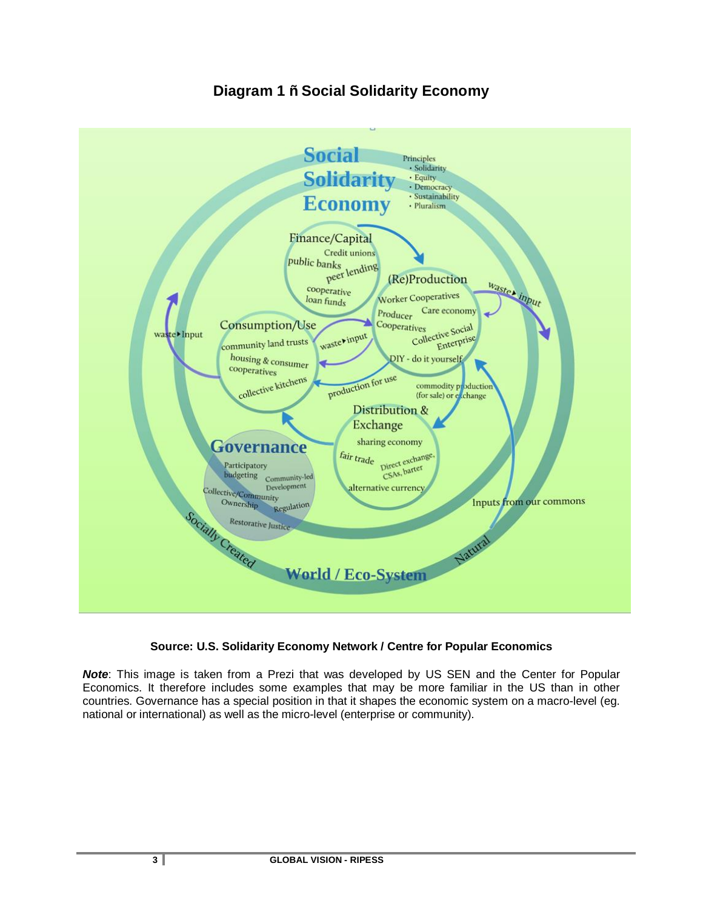## Diagram 1 ñ Social Solidarity Economy

**Source: U.S. Solidarity Economy Network / Centre for Popular Economics**

***Note***: This image is taken from a Prezi that was developed by US SEN and the Center for Popular Economics. It therefore includes some examples that may be more familiar in the US than in other countries. Governance has a special position in that it shapes the economic system on a macro-level (eg. national or international) as well as the micro-level (enterprise or community).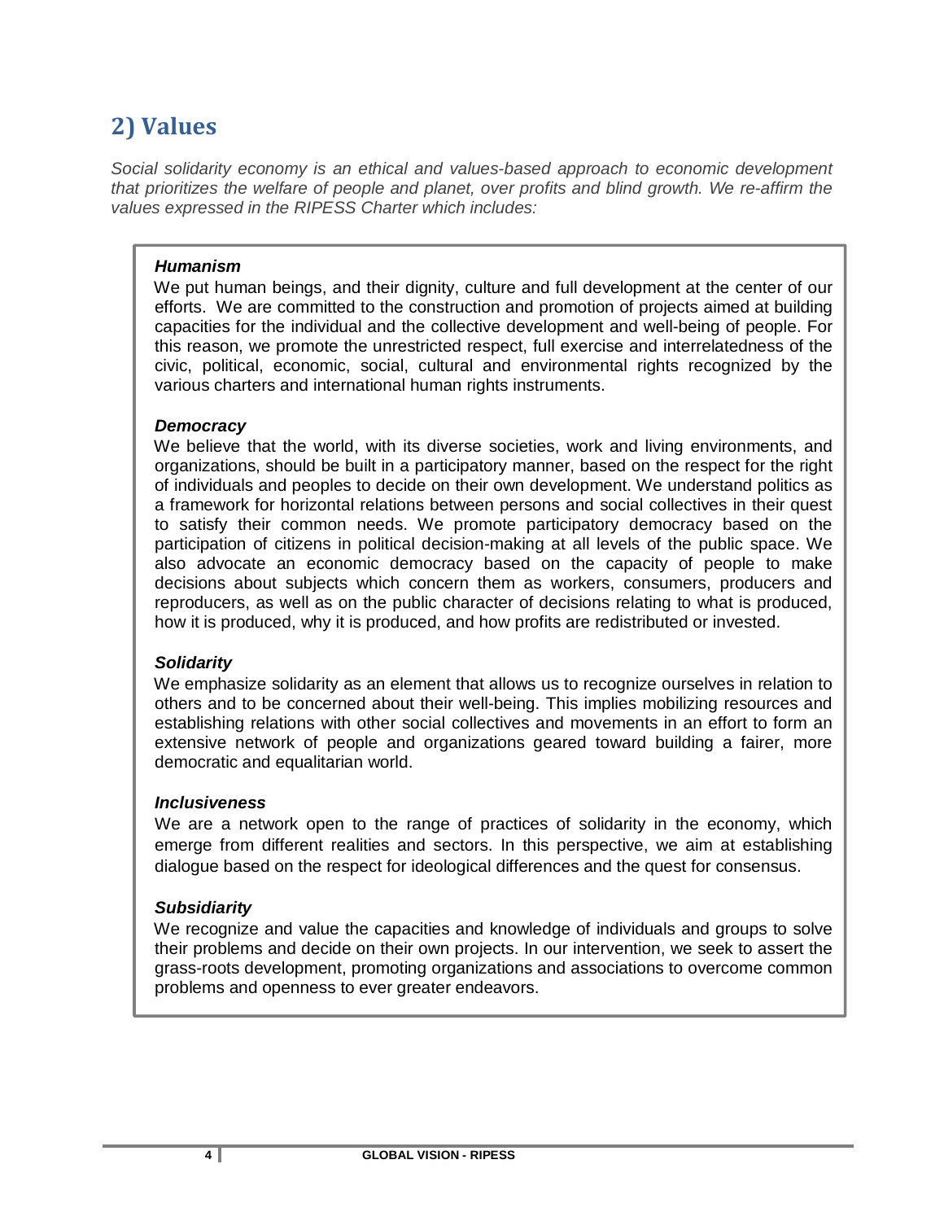## 2) Values

*Social solidarity economy is an ethical and values-based approach to economic development that prioritizes the welfare of people and planet, over profits and blind growth. We re-affirm the values expressed in the RIPESS Charter which includes:*

***Humanism***

We put human beings, and their dignity, culture and full development at the center of our efforts. We are committed to the construction and promotion of projects aimed at building capacities for the individual and the collective development and well-being of people. For this reason, we promote the unrestricted respect, full exercise and interrelatedness of the civic, political, economic, social, cultural and environmental rights recognized by the various charters and international human rights instruments.

***Democracy***

We believe that the world, with its diverse societies, work and living environments, and organizations, should be built in a participatory manner, based on the respect for the right of individuals and peoples to decide on their own development. We understand politics as a framework for horizontal relations between persons and social collectives in their quest to satisfy their common needs. We promote participatory democracy based on the participation of citizens in political decision-making at all levels of the public space. We also advocate an economic democracy based on the capacity of people to make decisions about subjects which concern them as workers, consumers, producers and reproducers, as well as on the public character of decisions relating to what is produced, how it is produced, why it is produced, and how profits are redistributed or invested.

***Solidarity***

We emphasize solidarity as an element that allows us to recognize ourselves in relation to others and to be concerned about their well-being. This implies mobilizing resources and establishing relations with other social collectives and movements in an effort to form an extensive network of people and organizations geared toward building a fairer, more democratic and equalitarian world.

***Inclusiveness***

We are a network open to the range of practices of solidarity in the economy, which emerge from different realities and sectors. In this perspective, we aim at establishing dialogue based on the respect for ideological differences and the quest for consensus.

***Subsidiarity***

We recognize and value the capacities and knowledge of individuals and groups to solve their problems and decide on their own projects. In our intervention, we seek to assert the grass-roots development, promoting organizations and associations to overcome common problems and openness to ever greater endeavors.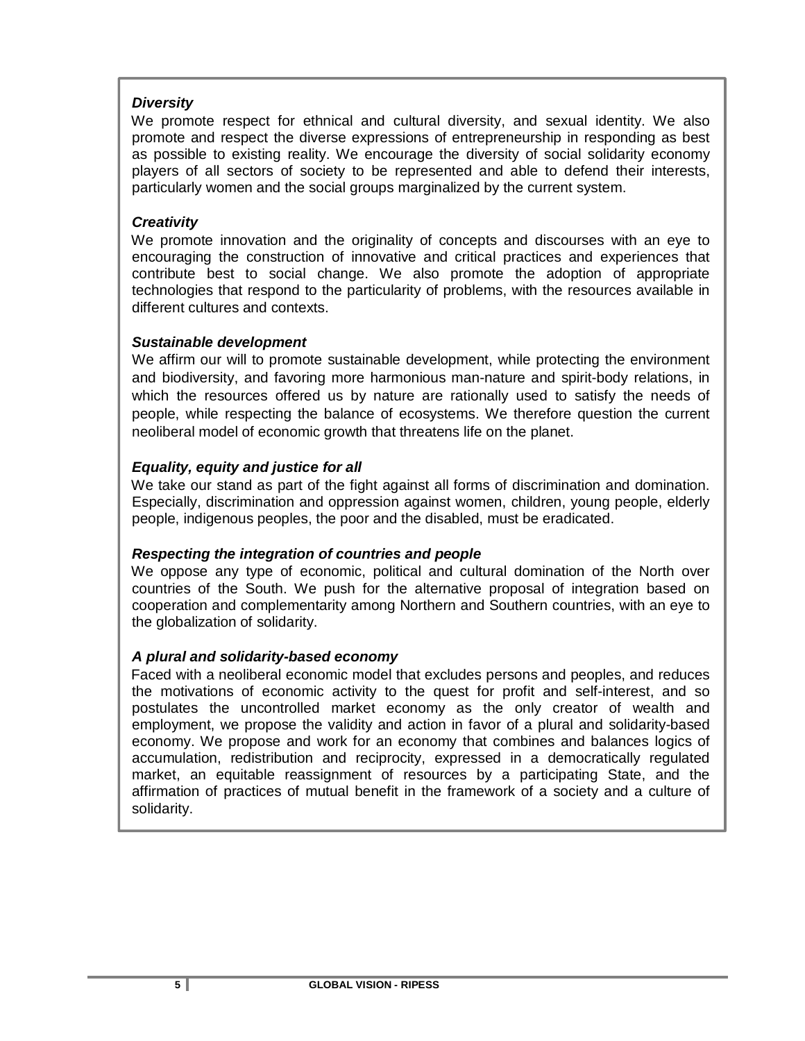***Diversity***

We promote respect for ethnical and cultural diversity, and sexual identity. We also promote and respect the diverse expressions of entrepreneurship in responding as best as possible to existing reality. We encourage the diversity of social solidarity economy players of all sectors of society to be represented and able to defend their interests, particularly women and the social groups marginalized by the current system.

***Creativity***

We promote innovation and the originality of concepts and discourses with an eye to encouraging the construction of innovative and critical practices and experiences that contribute best to social change. We also promote the adoption of appropriate technologies that respond to the particularity of problems, with the resources available in different cultures and contexts.

***Sustainable development***

We affirm our will to promote sustainable development, while protecting the environment and biodiversity, and favoring more harmonious man-nature and spirit-body relations, in which the resources offered us by nature are rationally used to satisfy the needs of people, while respecting the balance of ecosystems. We therefore question the current neoliberal model of economic growth that threatens life on the planet.

***Equality, equity and justice for all***

We take our stand as part of the fight against all forms of discrimination and domination. Especially, discrimination and oppression against women, children, young people, elderly people, indigenous peoples, the poor and the disabled, must be eradicated.

***Respecting the integration of countries and people***

We oppose any type of economic, political and cultural domination of the North over countries of the South. We push for the alternative proposal of integration based on cooperation and complementarity among Northern and Southern countries, with an eye to the globalization of solidarity.

***A plural and solidarity-based economy***

Faced with a neoliberal economic model that excludes persons and peoples, and reduces the motivations of economic activity to the quest for profit and self-interest, and so postulates the uncontrolled market economy as the only creator of wealth and employment, we propose the validity and action in favor of a plural and solidarity-based economy. We propose and work for an economy that combines and balances logics of accumulation, redistribution and reciprocity, expressed in a democratically regulated market, an equitable reassignment of resources by a participating State, and the affirmation of practices of mutual benefit in the framework of a society and a culture of solidarity.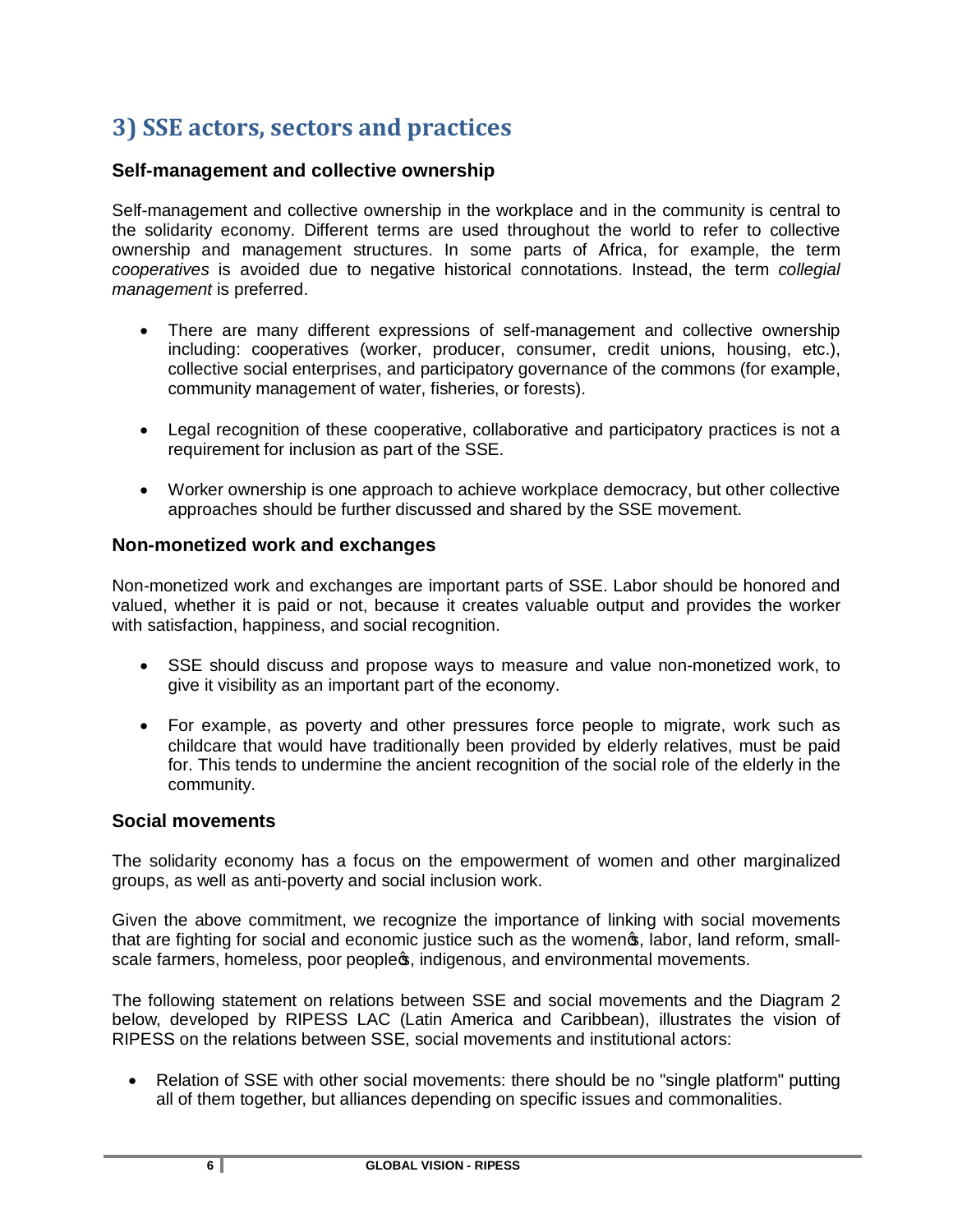## 3) SSE actors, sectors and practices

### Self-management and collective ownership

Self-management and collective ownership in the workplace and in the community is central to the solidarity economy. Different terms are used throughout the world to refer to collective ownership and management structures. In some parts of Africa, for example, the term *cooperatives* is avoided due to negative historical connotations. Instead, the term *collegial management* is preferred.

- There are many different expressions of self-management and collective ownership including: cooperatives (worker, producer, consumer, credit unions, housing, etc.), collective social enterprises, and participatory governance of the commons (for example, community management of water, fisheries, or forests).

- Legal recognition of these cooperative, collaborative and participatory practices is not a requirement for inclusion as part of the SSE.

- Worker ownership is one approach to achieve workplace democracy, but other collective approaches should be further discussed and shared by the SSE movement.

### Non-monetized work and exchanges

Non-monetized work and exchanges are important parts of SSE. Labor should be honored and valued, whether it is paid or not, because it creates valuable output and provides the worker with satisfaction, happiness, and social recognition.

- SSE should discuss and propose ways to measure and value non-monetized work, to give it visibility as an important part of the economy.

- For example, as poverty and other pressures force people to migrate, work such as childcare that would have traditionally been provided by elderly relatives, must be paid for. This tends to undermine the ancient recognition of the social role of the elderly in the community.

### Social movements

The solidarity economy has a focus on the empowerment of women and other marginalized groups, as well as anti-poverty and social inclusion work.

Given the above commitment, we recognize the importance of linking with social movements that are fighting for social and economic justice such as the women's, labor, land reform, small-scale farmers, homeless, poor people's, indigenous, and environmental movements.

The following statement on relations between SSE and social movements and the Diagram 2 below, developed by RIPESS LAC (Latin America and Caribbean), illustrates the vision of RIPESS on the relations between SSE, social movements and institutional actors:

- Relation of SSE with other social movements: there should be no "single platform" putting all of them together, but alliances depending on specific issues and commonalities.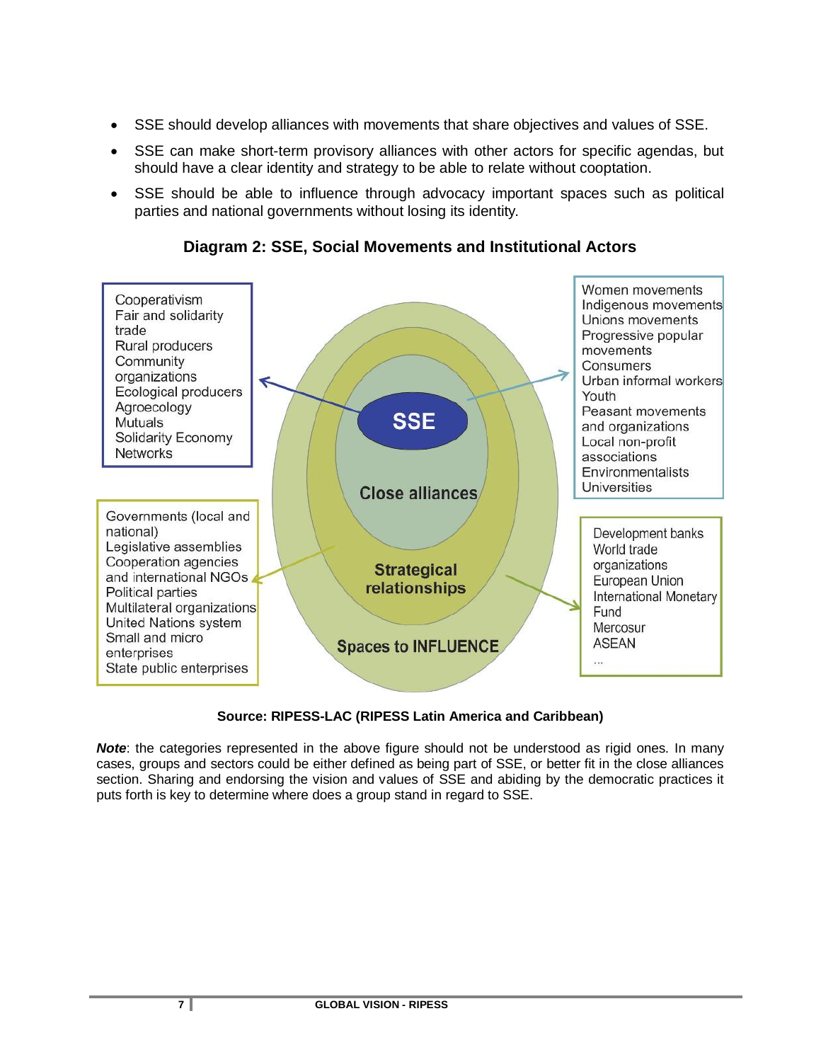- SSE should develop alliances with movements that share objectives and values of SSE.
- SSE can make short-term provisory alliances with other actors for specific agendas, but should have a clear identity and strategy to be able to relate without cooptation.
- SSE should be able to influence through advocacy important spaces such as political parties and national governments without losing its identity.

**Diagram 2: SSE, Social Movements and Institutional Actors**

SSE

Cooperativism
Fair and solidarity trade
Rural producers
Community organizations
Ecological producers
Agroecology
Mutuals
Solidarity Economy Networks

Close alliances

Women movements
Indigenous movements
Unions movements
Progressive popular movements
Consumers
Urban informal workers
Youth
Peasant movements and organizations
Local non-profit associations
Environmentalists
Universities

Strategical relationships

Governments (local and national)
Legislative assemblies
Cooperation agencies and international NGOs
Political parties
Multilateral organizations
United Nations system
Small and micro enterprises
State public enterprises

Spaces to INFLUENCE

Development banks
World trade organizations
European Union
International Monetary Fund
Mercosur
ASEAN
...

**Source: RIPESS-LAC (RIPESS Latin America and Caribbean)**

***Note***: the categories represented in the above figure should not be understood as rigid ones. In many cases, groups and sectors could be either defined as being part of SSE, or better fit in the close alliances section. Sharing and endorsing the vision and values of SSE and abiding by the democratic practices it puts forth is key to determine where does a group stand in regard to SSE.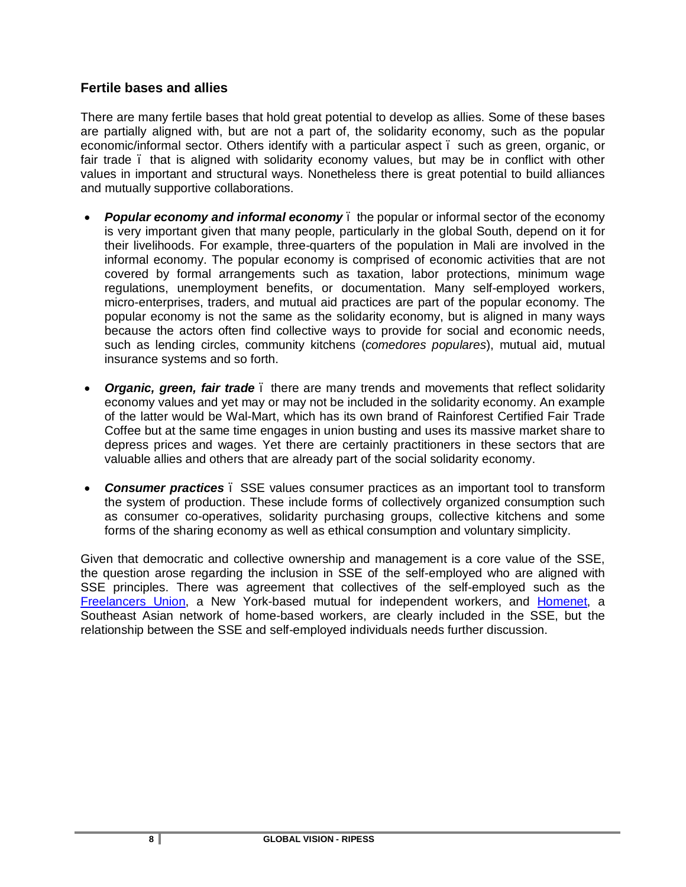## Fertile bases and allies

There are many fertile bases that hold great potential to develop as allies. Some of these bases are partially aligned with, but are not a part of, the solidarity economy, such as the popular economic/informal sector. Others identify with a particular aspect – such as green, organic, or fair trade – that is aligned with solidarity economy values, but may be in conflict with other values in important and structural ways. Nonetheless there is great potential to build alliances and mutually supportive collaborations.

- ***Popular economy and informal economy*** – the popular or informal sector of the economy is very important given that many people, particularly in the global South, depend on it for their livelihoods. For example, three-quarters of the population in Mali are involved in the informal economy. The popular economy is comprised of economic activities that are not covered by formal arrangements such as taxation, labor protections, minimum wage regulations, unemployment benefits, or documentation. Many self-employed workers, micro-enterprises, traders, and mutual aid practices are part of the popular economy. The popular economy is not the same as the solidarity economy, but is aligned in many ways because the actors often find collective ways to provide for social and economic needs, such as lending circles, community kitchens (*comedores populares*), mutual aid, mutual insurance systems and so forth.

- ***Organic, green, fair trade*** – there are many trends and movements that reflect solidarity economy values and yet may or may not be included in the solidarity economy. An example of the latter would be Wal-Mart, which has its own brand of Rainforest Certified Fair Trade Coffee but at the same time engages in union busting and uses its massive market share to depress prices and wages. Yet there are certainly practitioners in these sectors that are valuable allies and others that are already part of the social solidarity economy.

- ***Consumer practices*** – SSE values consumer practices as an important tool to transform the system of production. These include forms of collectively organized consumption such as consumer co-operatives, solidarity purchasing groups, collective kitchens and some forms of the sharing economy as well as ethical consumption and voluntary simplicity.

Given that democratic and collective ownership and management is a core value of the SSE, the question arose regarding the inclusion in SSE of the self-employed who are aligned with SSE principles. There was agreement that collectives of the self-employed such as the Freelancers Union, a New York-based mutual for independent workers, and Homenet, a Southeast Asian network of home-based workers, are clearly included in the SSE, but the relationship between the SSE and self-employed individuals needs further discussion.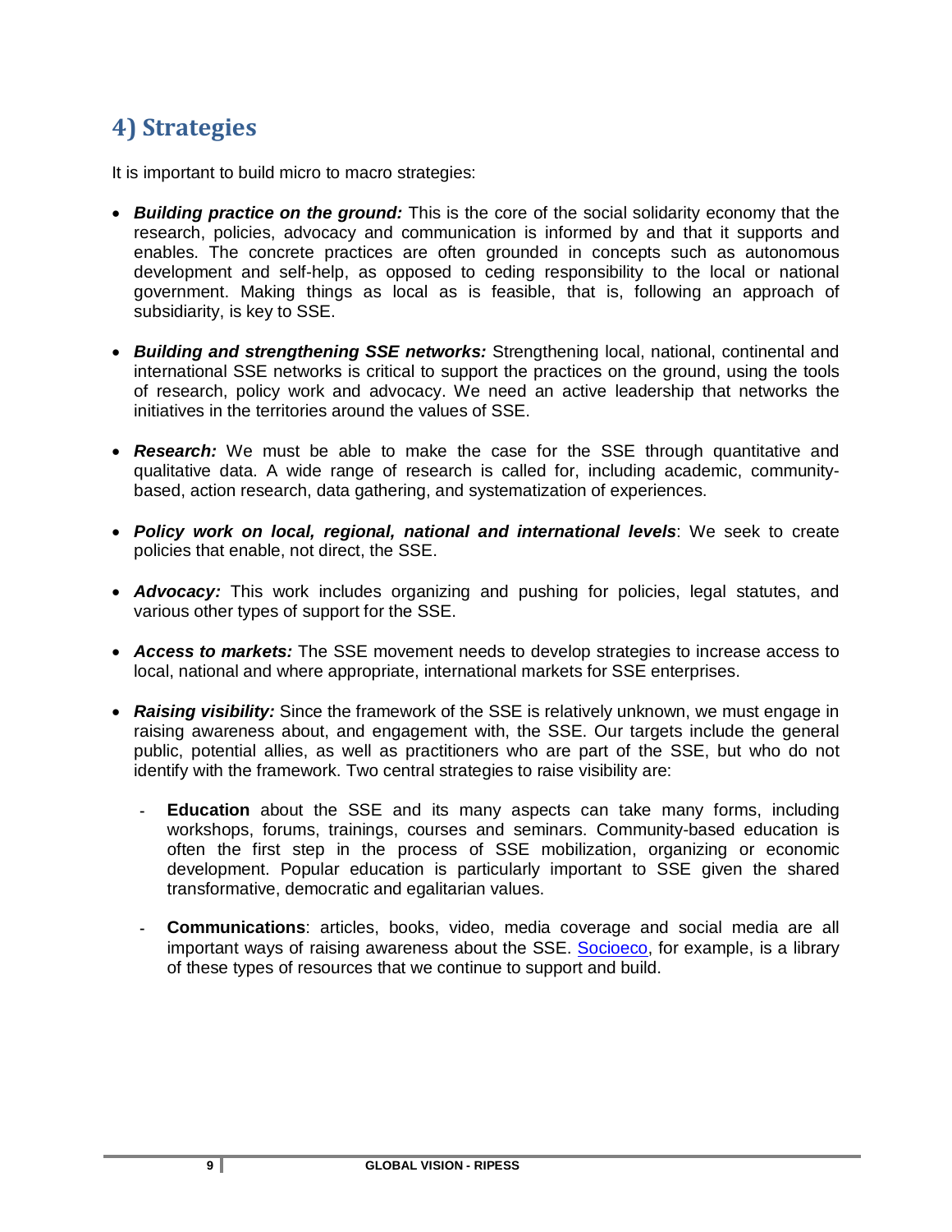## 4) Strategies

It is important to build micro to macro strategies:

- ***Building practice on the ground:*** This is the core of the social solidarity economy that the research, policies, advocacy and communication is informed by and that it supports and enables. The concrete practices are often grounded in concepts such as autonomous development and self-help, as opposed to ceding responsibility to the local or national government. Making things as local as is feasible, that is, following an approach of subsidiarity, is key to SSE.

- ***Building and strengthening SSE networks:*** Strengthening local, national, continental and international SSE networks is critical to support the practices on the ground, using the tools of research, policy work and advocacy. We need an active leadership that networks the initiatives in the territories around the values of SSE.

- ***Research:*** We must be able to make the case for the SSE through quantitative and qualitative data. A wide range of research is called for, including academic, community-based, action research, data gathering, and systematization of experiences.

- ***Policy work on local, regional, national and international levels***: We seek to create policies that enable, not direct, the SSE.

- ***Advocacy:*** This work includes organizing and pushing for policies, legal statutes, and various other types of support for the SSE.

- ***Access to markets:*** The SSE movement needs to develop strategies to increase access to local, national and where appropriate, international markets for SSE enterprises.

- ***Raising visibility:*** Since the framework of the SSE is relatively unknown, we must engage in raising awareness about, and engagement with, the SSE. Our targets include the general public, potential allies, as well as practitioners who are part of the SSE, but who do not identify with the framework. Two central strategies to raise visibility are:

  - **Education** about the SSE and its many aspects can take many forms, including workshops, forums, trainings, courses and seminars. Community-based education is often the first step in the process of SSE mobilization, organizing or economic development. Popular education is particularly important to SSE given the shared transformative, democratic and egalitarian values.

  - **Communications**: articles, books, video, media coverage and social media are all important ways of raising awareness about the SSE. Socioeco, for example, is a library of these types of resources that we continue to support and build.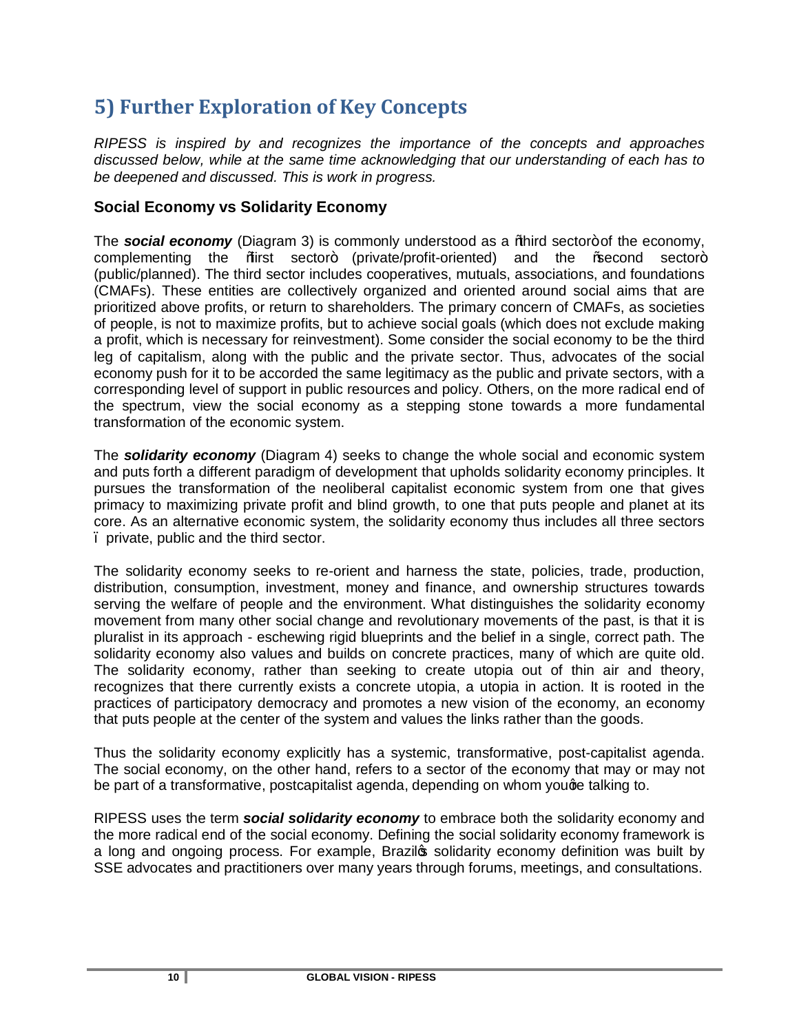# 5) Further Exploration of Key Concepts

*RIPESS is inspired by and recognizes the importance of the concepts and approaches discussed below, while at the same time acknowledging that our understanding of each has to be deepened and discussed. This is work in progress.*

## Social Economy vs Solidarity Economy

The ***social economy*** (Diagram 3) is commonly understood as a "third sector" of the economy, complementing the "first sector" (private/profit-oriented) and the "second sector" (public/planned). The third sector includes cooperatives, mutuals, associations, and foundations (CMAFs). These entities are collectively organized and oriented around social aims that are prioritized above profits, or return to shareholders. The primary concern of CMAFs, as societies of people, is not to maximize profits, but to achieve social goals (which does not exclude making a profit, which is necessary for reinvestment). Some consider the social economy to be the third leg of capitalism, along with the public and the private sector. Thus, advocates of the social economy push for it to be accorded the same legitimacy as the public and private sectors, with a corresponding level of support in public resources and policy. Others, on the more radical end of the spectrum, view the social economy as a stepping stone towards a more fundamental transformation of the economic system.

The ***solidarity economy*** (Diagram 4) seeks to change the whole social and economic system and puts forth a different paradigm of development that upholds solidarity economy principles. It pursues the transformation of the neoliberal capitalist economic system from one that gives primacy to maximizing private profit and blind growth, to one that puts people and planet at its core. As an alternative economic system, the solidarity economy thus includes all three sectors – private, public and the third sector.

The solidarity economy seeks to re-orient and harness the state, policies, trade, production, distribution, consumption, investment, money and finance, and ownership structures towards serving the welfare of people and the environment. What distinguishes the solidarity economy movement from many other social change and revolutionary movements of the past, is that it is pluralist in its approach - eschewing rigid blueprints and the belief in a single, correct path. The solidarity economy also values and builds on concrete practices, many of which are quite old. The solidarity economy, rather than seeking to create utopia out of thin air and theory, recognizes that there currently exists a concrete utopia, a utopia in action. It is rooted in the practices of participatory democracy and promotes a new vision of the economy, an economy that puts people at the center of the system and values the links rather than the goods.

Thus the solidarity economy explicitly has a systemic, transformative, post-capitalist agenda. The social economy, on the other hand, refers to a sector of the economy that may or may not be part of a transformative, postcapitalist agenda, depending on whom you're talking to.

RIPESS uses the term ***social solidarity economy*** to embrace both the solidarity economy and the more radical end of the social economy. Defining the social solidarity economy framework is a long and ongoing process. For example, Brazil's solidarity economy definition was built by SSE advocates and practitioners over many years through forums, meetings, and consultations.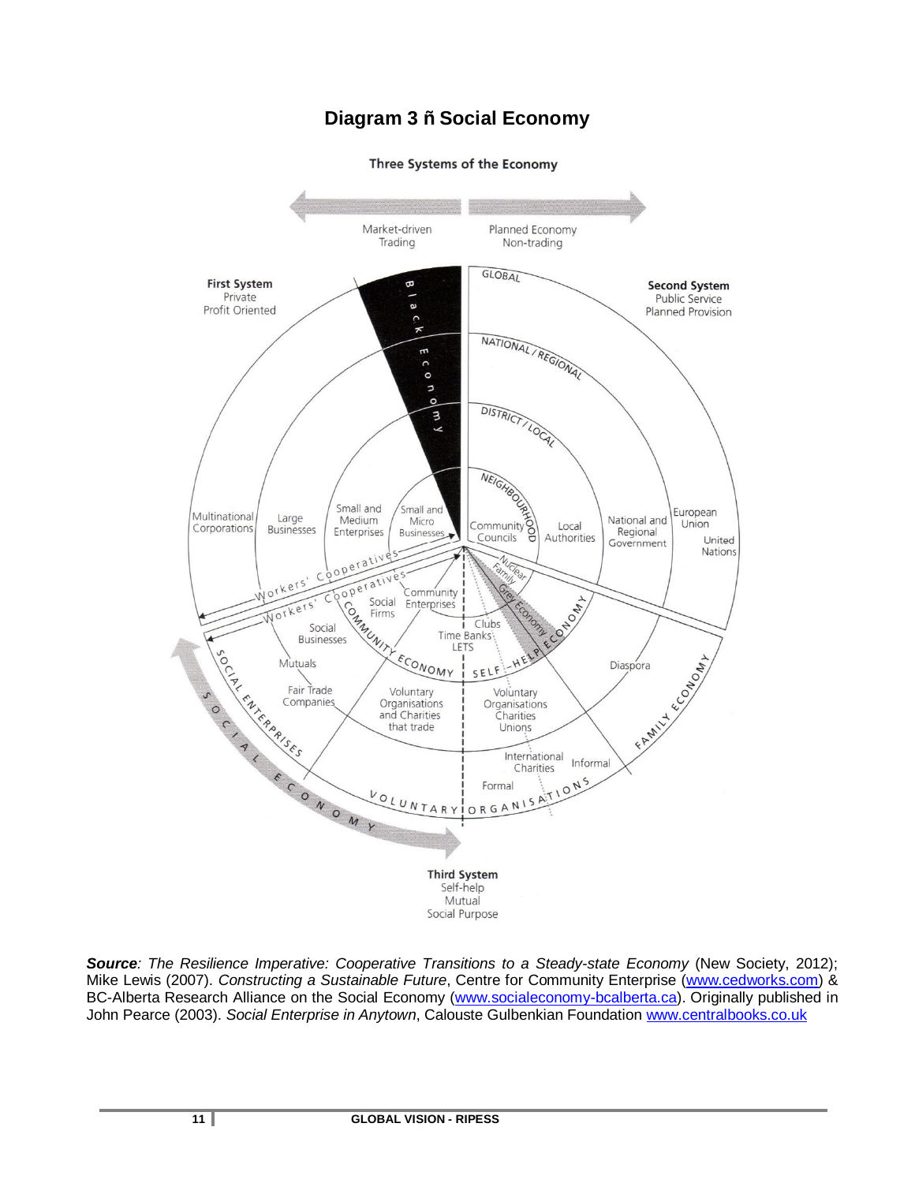## Diagram 3 ñ Social Economy

Three Systems of the Economy

Market-driven Trading

Planned Economy Non-trading

**First System**
Private
Profit Oriented

**Second System**
Public Service
Planned Provision

**Third System**
Self-help
Mutual
Social Purpose

Black Economy

GLOBAL

NATIONAL / REGIONAL

DISTRICT / LOCAL

NEIGHBOURHOOD

Multinational Corporations

Large Businesses

Small and Medium Enterprises

Small and Micro Businesses

Community Councils

Local Authorities

National and Regional Government

European Union

United Nations

Nuclear Family

Grey Economy

SELF-HELP ECONOMY

FAMILY ECONOMY

Diaspora

Workers' Cooperatives

Workers' Cooperatives

Community Enterprises

Social Firms

COMMUNITY ECONOMY

Clubs

Time Banks

LETS

Social Businesses

Mutuals

Fair Trade Companies

SOCIAL ENTERPRISES

Voluntary Organisations and Charities that trade

Voluntary Organisations Charities Unions

International Charities

Informal

Formal

VOLUNTARY ORGANISATIONS

SOCIAL ECONOMY

***Source****: The Resilience Imperative: Cooperative Transitions to a Steady-state Economy* (New Society, 2012); Mike Lewis (2007). *Constructing a Sustainable Future*, Centre for Community Enterprise (www.cedworks.com) & BC-Alberta Research Alliance on the Social Economy (www.socialeconomy-bcalberta.ca). Originally published in John Pearce (2003). *Social Enterprise in Anytown*, Calouste Gulbenkian Foundation www.centralbooks.co.uk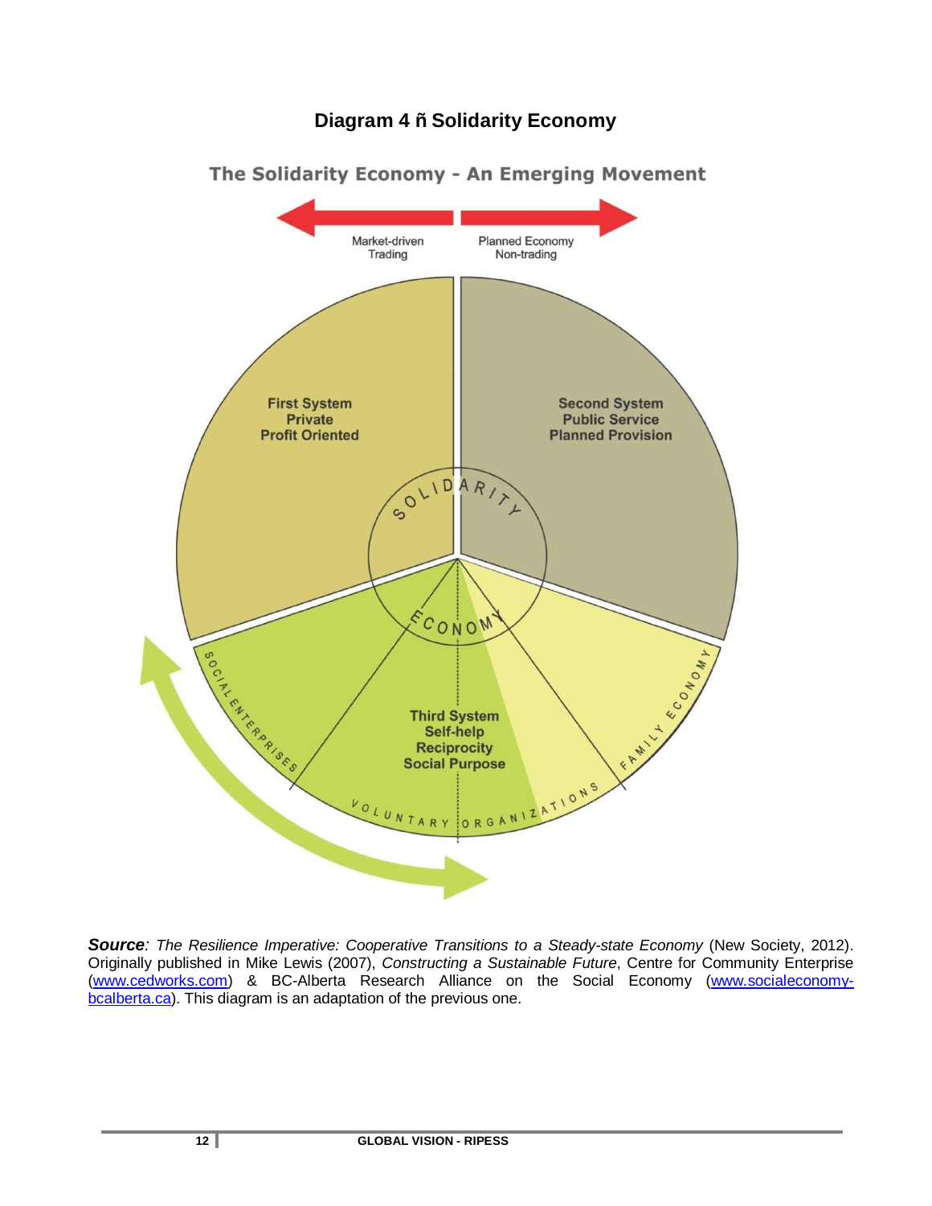## Diagram 4 ñ Solidarity Economy

The Solidarity Economy - An Emerging Movement

Market-driven
Trading

Planned Economy
Non-trading

First System
Private
Profit Oriented

Second System
Public Service
Planned Provision

SOLIDARITY ECONOMY

Third System
Self-help
Reciprocity
Social Purpose

SOCIAL ENTERPRISES

VOLUNTARY ORGANIZATIONS

FAMILY ECONOMY

***Source****: The Resilience Imperative: Cooperative Transitions to a Steady-state Economy* (New Society, 2012). Originally published in Mike Lewis (2007), *Constructing a Sustainable Future*, Centre for Community Enterprise (www.cedworks.com) & BC-Alberta Research Alliance on the Social Economy (www.socialeconomy-bcalberta.ca). This diagram is an adaptation of the previous one.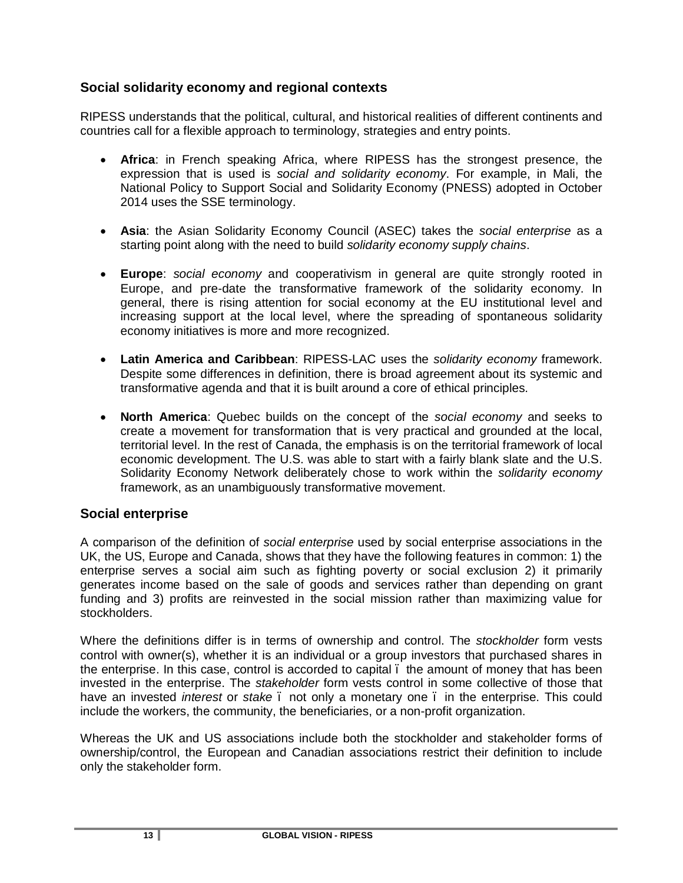## Social solidarity economy and regional contexts

RIPESS understands that the political, cultural, and historical realities of different continents and countries call for a flexible approach to terminology, strategies and entry points.

- **Africa**: in French speaking Africa, where RIPESS has the strongest presence, the expression that is used is *social and solidarity economy*. For example, in Mali, the National Policy to Support Social and Solidarity Economy (PNESS) adopted in October 2014 uses the SSE terminology.

- **Asia**: the Asian Solidarity Economy Council (ASEC) takes the *social enterprise* as a starting point along with the need to build *solidarity economy supply chains*.

- **Europe**: *social economy* and cooperativism in general are quite strongly rooted in Europe, and pre-date the transformative framework of the solidarity economy. In general, there is rising attention for social economy at the EU institutional level and increasing support at the local level, where the spreading of spontaneous solidarity economy initiatives is more and more recognized.

- **Latin America and Caribbean**: RIPESS-LAC uses the *solidarity economy* framework. Despite some differences in definition, there is broad agreement about its systemic and transformative agenda and that it is built around a core of ethical principles.

- **North America**: Quebec builds on the concept of the *social economy* and seeks to create a movement for transformation that is very practical and grounded at the local, territorial level. In the rest of Canada, the emphasis is on the territorial framework of local economic development. The U.S. was able to start with a fairly blank slate and the U.S. Solidarity Economy Network deliberately chose to work within the *solidarity economy* framework, as an unambiguously transformative movement.

## Social enterprise

A comparison of the definition of *social enterprise* used by social enterprise associations in the UK, the US, Europe and Canada, shows that they have the following features in common: 1) the enterprise serves a social aim such as fighting poverty or social exclusion 2) it primarily generates income based on the sale of goods and services rather than depending on grant funding and 3) profits are reinvested in the social mission rather than maximizing value for stockholders.

Where the definitions differ is in terms of ownership and control. The *stockholder* form vests control with owner(s), whether it is an individual or a group investors that purchased shares in the enterprise. In this case, control is accorded to capital – the amount of money that has been invested in the enterprise. The *stakeholder* form vests control in some collective of those that have an invested *interest* or *stake* – not only a monetary one – in the enterprise. This could include the workers, the community, the beneficiaries, or a non-profit organization.

Whereas the UK and US associations include both the stockholder and stakeholder forms of ownership/control, the European and Canadian associations restrict their definition to include only the stakeholder form.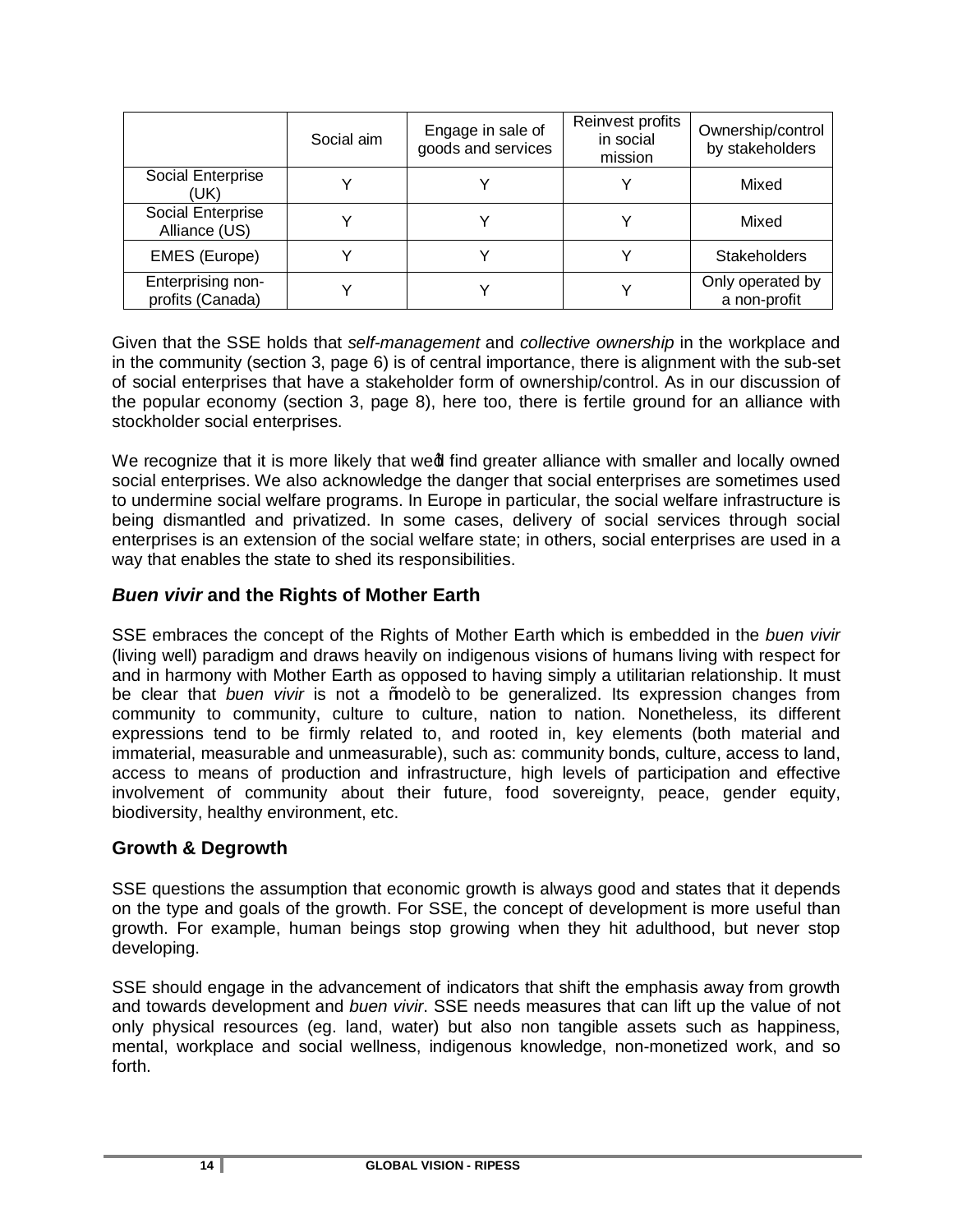| | Social aim | Engage in sale of goods and services | Reinvest profits in social mission | Ownership/control by stakeholders |
|---|---|---|---|---|
| Social Enterprise (UK) | Y | Y | Y | Mixed |
| Social Enterprise Alliance (US) | Y | Y | Y | Mixed |
| EMES (Europe) | Y | Y | Y | Stakeholders |
| Enterprising non-profits (Canada) | Y | Y | Y | Only operated by a non-profit |

Given that the SSE holds that *self-management* and *collective ownership* in the workplace and in the community (section 3, page 6) is of central importance, there is alignment with the sub-set of social enterprises that have a stakeholder form of ownership/control. As in our discussion of the popular economy (section 3, page 8), here too, there is fertile ground for an alliance with stockholder social enterprises.

We recognize that it is more likely that we'd find greater alliance with smaller and locally owned social enterprises. We also acknowledge the danger that social enterprises are sometimes used to undermine social welfare programs. In Europe in particular, the social welfare infrastructure is being dismantled and privatized. In some cases, delivery of social services through social enterprises is an extension of the social welfare state; in others, social enterprises are used in a way that enables the state to shed its responsibilities.

## ***Buen vivir*** **and the Rights of Mother Earth**

SSE embraces the concept of the Rights of Mother Earth which is embedded in the *buen vivir* (living well) paradigm and draws heavily on indigenous visions of humans living with respect for and in harmony with Mother Earth as opposed to having simply a utilitarian relationship. It must be clear that *buen vivir* is not a "model" to be generalized. Its expression changes from community to community, culture to culture, nation to nation. Nonetheless, its different expressions tend to be firmly related to, and rooted in, key elements (both material and immaterial, measurable and unmeasurable), such as: community bonds, culture, access to land, access to means of production and infrastructure, high levels of participation and effective involvement of community about their future, food sovereignty, peace, gender equity, biodiversity, healthy environment, etc.

## **Growth & Degrowth**

SSE questions the assumption that economic growth is always good and states that it depends on the type and goals of the growth. For SSE, the concept of development is more useful than growth. For example, human beings stop growing when they hit adulthood, but never stop developing.

SSE should engage in the advancement of indicators that shift the emphasis away from growth and towards development and *buen vivir*. SSE needs measures that can lift up the value of not only physical resources (eg. land, water) but also non tangible assets such as happiness, mental, workplace and social wellness, indigenous knowledge, non-monetized work, and so forth.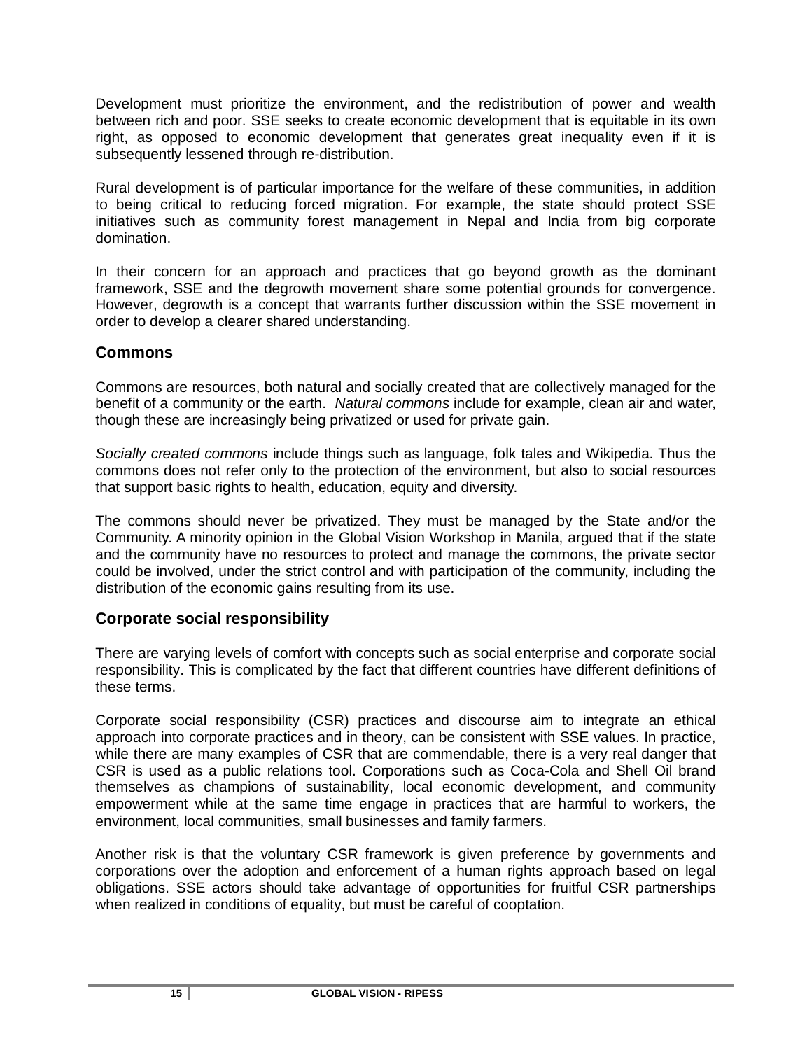Development must prioritize the environment, and the redistribution of power and wealth between rich and poor. SSE seeks to create economic development that is equitable in its own right, as opposed to economic development that generates great inequality even if it is subsequently lessened through re-distribution.

Rural development is of particular importance for the welfare of these communities, in addition to being critical to reducing forced migration. For example, the state should protect SSE initiatives such as community forest management in Nepal and India from big corporate domination.

In their concern for an approach and practices that go beyond growth as the dominant framework, SSE and the degrowth movement share some potential grounds for convergence. However, degrowth is a concept that warrants further discussion within the SSE movement in order to develop a clearer shared understanding.

## Commons

Commons are resources, both natural and socially created that are collectively managed for the benefit of a community or the earth. *Natural commons* include for example, clean air and water, though these are increasingly being privatized or used for private gain.

*Socially created commons* include things such as language, folk tales and Wikipedia. Thus the commons does not refer only to the protection of the environment, but also to social resources that support basic rights to health, education, equity and diversity.

The commons should never be privatized. They must be managed by the State and/or the Community. A minority opinion in the Global Vision Workshop in Manila, argued that if the state and the community have no resources to protect and manage the commons, the private sector could be involved, under the strict control and with participation of the community, including the distribution of the economic gains resulting from its use.

## Corporate social responsibility

There are varying levels of comfort with concepts such as social enterprise and corporate social responsibility. This is complicated by the fact that different countries have different definitions of these terms.

Corporate social responsibility (CSR) practices and discourse aim to integrate an ethical approach into corporate practices and in theory, can be consistent with SSE values. In practice, while there are many examples of CSR that are commendable, there is a very real danger that CSR is used as a public relations tool. Corporations such as Coca-Cola and Shell Oil brand themselves as champions of sustainability, local economic development, and community empowerment while at the same time engage in practices that are harmful to workers, the environment, local communities, small businesses and family farmers.

Another risk is that the voluntary CSR framework is given preference by governments and corporations over the adoption and enforcement of a human rights approach based on legal obligations. SSE actors should take advantage of opportunities for fruitful CSR partnerships when realized in conditions of equality, but must be careful of cooptation.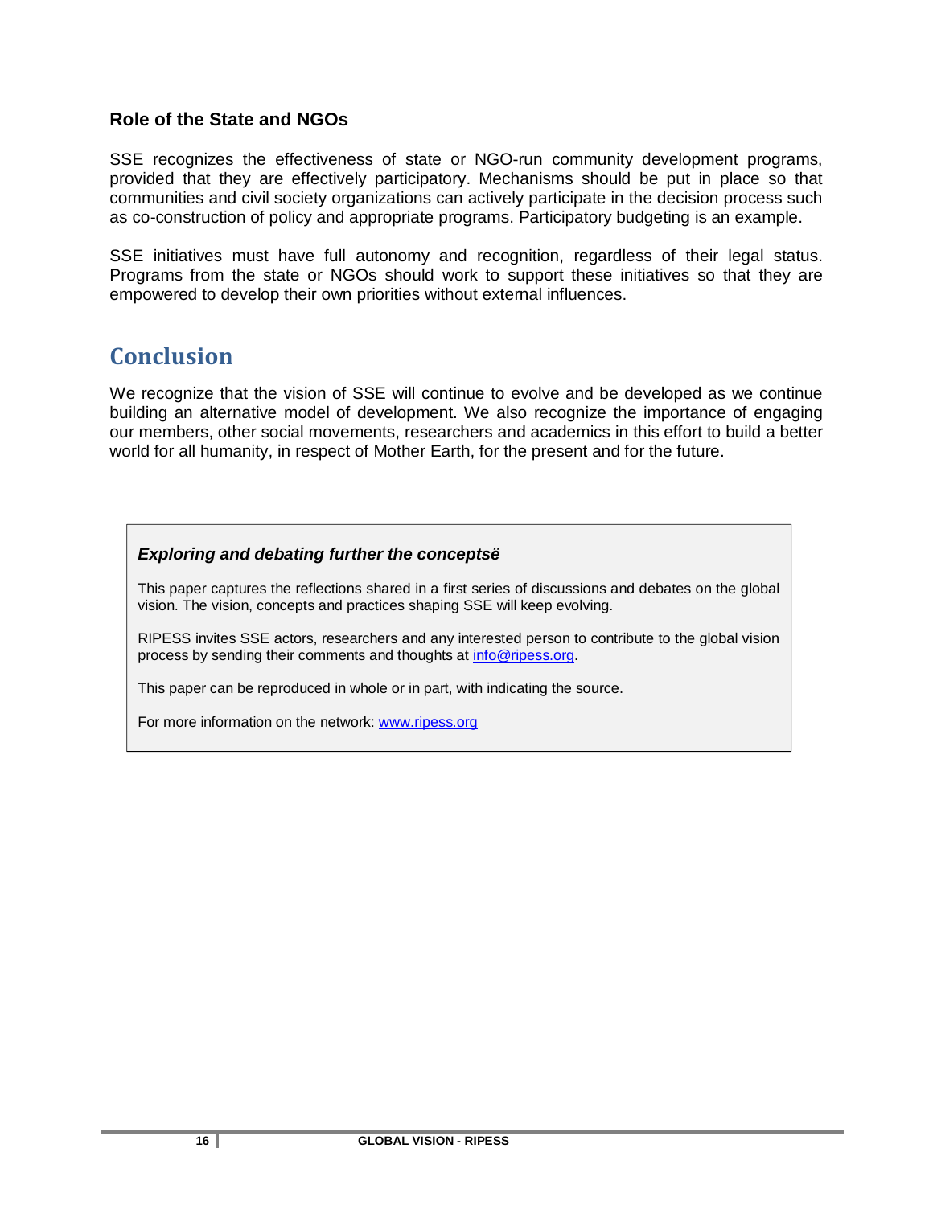### Role of the State and NGOs

SSE recognizes the effectiveness of state or NGO-run community development programs, provided that they are effectively participatory. Mechanisms should be put in place so that communities and civil society organizations can actively participate in the decision process such as co-construction of policy and appropriate programs. Participatory budgeting is an example.

SSE initiatives must have full autonomy and recognition, regardless of their legal status. Programs from the state or NGOs should work to support these initiatives so that they are empowered to develop their own priorities without external influences.

## Conclusion

We recognize that the vision of SSE will continue to evolve and be developed as we continue building an alternative model of development. We also recognize the importance of engaging our members, other social movements, researchers and academics in this effort to build a better world for all humanity, in respect of Mother Earth, for the present and for the future.

***Exploring and debating further the conceptsë***

This paper captures the reflections shared in a first series of discussions and debates on the global vision. The vision, concepts and practices shaping SSE will keep evolving.

RIPESS invites SSE actors, researchers and any interested person to contribute to the global vision process by sending their comments and thoughts at info@ripess.org.

This paper can be reproduced in whole or in part, with indicating the source.

For more information on the network: www.ripess.org